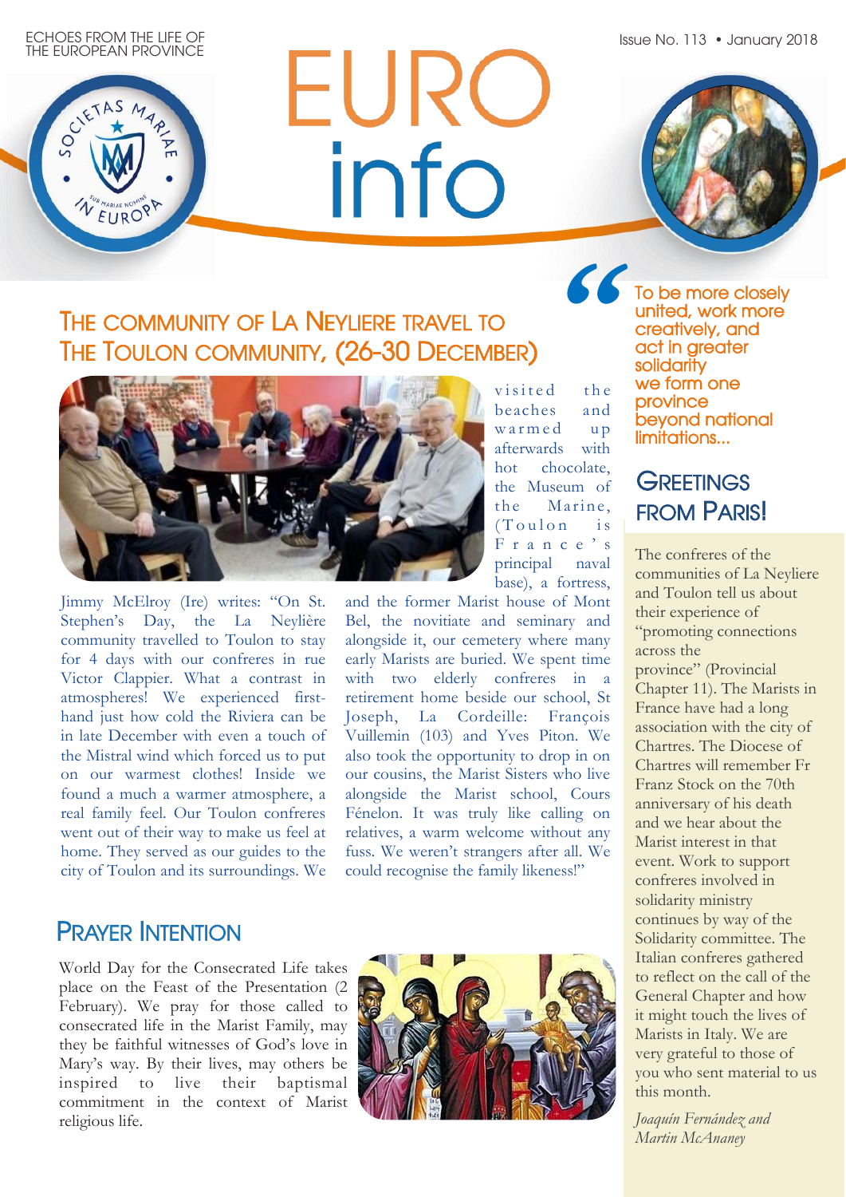ECHOES FROM THE LIFE OF THE EUROPEAN PROVINCE

Issue No. 113 • January 2018

# EURO info

## The community of La Neyliere travel to the Toulon community, (26-30 December)

Jimmy McElroy (Ire) writes: "On St. Stephen's Day, the La Neylière community travelled to Toulon to stay for 4 days with our confreres in rue Victor Clappier. What a contrast in atmospheres! We experienced first-hand just how cold the Riviera can be in late December with even a touch of the Mistral wind which forced us to put on our warmest clothes! Inside we found a much a warmer atmosphere, a real family feel. Our Toulon confreres went out of their way to make us feel at home. They served as our guides to the city of Toulon and its surroundings. We visited the beaches and warmed up afterwards with hot chocolate, the Museum of the Marine, (Toulon is France's principal naval base), a fortress, and the former Marist house of Mont Bel, the novitiate and seminary and alongside it, our cemetery where many early Marists are buried. We spent time with two elderly confreres in a retirement home beside our school, St Joseph, La Cordeille: François Vuillemin (103) and Yves Piton. We also took the opportunity to drop in on our cousins, the Marist Sisters who live alongside the Marist school, Cours Fénelon. It was truly like calling on relatives, a warm welcome without any fuss. We weren't strangers after all. We could recognise the family likeness!"

## Prayer Intention

World Day for the Consecrated Life takes place on the Feast of the Presentation (2 February). We pray for those called to consecrated life in the Marist Family, may they be faithful witnesses of God's love in Mary's way. By their lives, may others be inspired to live their baptismal commitment in the context of Marist religious life.

> "To be more closely united, work more creatively, and act in greater solidarity we form one province beyond national limitations...

## Greetings from Paris!

The confreres of the communities of La Neyliere and Toulon tell us about their experience of "promoting connections across the province" (Provincial Chapter 11). The Marists in France have had a long association with the city of Chartres. The Diocese of Chartres will remember Fr Franz Stock on the 70th anniversary of his death and we hear about the Marist interest in that event. Work to support confreres involved in solidarity ministry continues by way of the Solidarity committee. The Italian confreres gathered to reflect on the call of the General Chapter and how it might touch the lives of Marists in Italy. We are very grateful to those of you who sent material to us this month.

*Joaquín Fernández and Martin McAnaney*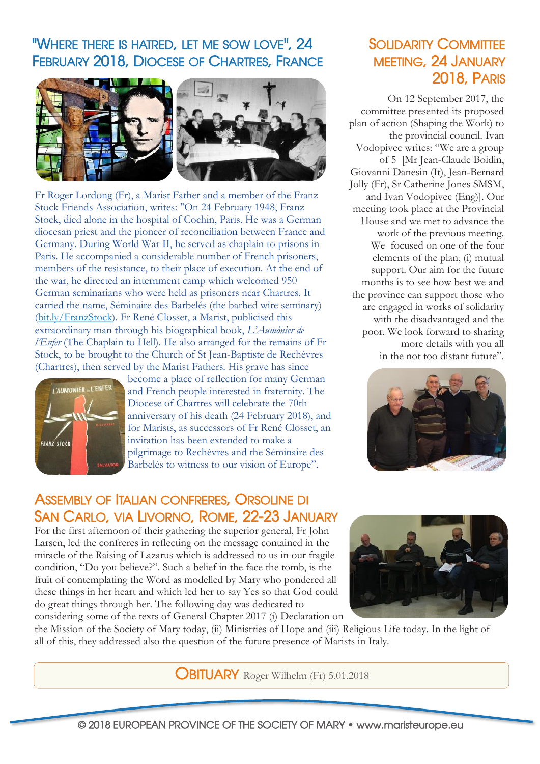## "Where there is hatred, let me sow love", 24 February 2018, Diocese of Chartres, France

Fr Roger Lordong (Fr), a Marist Father and a member of the Franz Stock Friends Association, writes: "On 24 February 1948, Franz Stock, died alone in the hospital of Cochin, Paris. He was a German diocesan priest and the pioneer of reconciliation between France and Germany. During World War II, he served as chaplain to prisons in Paris. He accompanied a considerable number of French prisoners, members of the resistance, to their place of execution. At the end of the war, he directed an internment camp which welcomed 950 German seminarians who were held as prisoners near Chartres. It carried the name, Séminaire des Barbelés (the barbed wire seminary) (bit.ly/FranzStock). Fr René Closset, a Marist, publisied this extraordinary man through his biographical book, *L'Aumônier de l'Enfer* (The Chaplain to Hell). He also arranged for the remains of Fr Stock, to be brought to the Church of St Jean-Baptiste de Rechèvres (Chartres), then served by the Marist Fathers. His grave has since become a place of reflection for many German and French people interested in fraternity. The Diocese of Chartres will celebrate the 70th anniversary of his death (24 February 2018), and for Marists, as successors of Fr René Closset, an invitation has been extended to make a pilgrimage to Rechèvres and the Séminaire des Barbelés to witness to our vision of Europe".

## Solidarity Committee meeting, 24 January 2018, Paris

On 12 September 2017, the committee presented its proposed plan of action (Shaping the Work) to the provincial council. Ivan Vodopivec writes: "We are a group of 5 [Mr Jean-Claude Boidin, Giovanni Danesin (It), Jean-Bernard Jolly (Fr), Sr Catherine Jones SMSM, and Ivan Vodopivec (Eng)]. Our meeting took place at the Provincial House and we met to advance the work of the previous meeting. We focused on one of the four elements of the plan, (i) mutual support. Our aim for the future months is to see how best we and the province can support those who are engaged in works of solidarity with the disadvantaged and the poor. We look forward to sharing more details with you all in the not too distant future".

## Assembly of Italian confreres, Orsoline di San Carlo, via Livorno, Rome, 22-23 January

For the first afternoon of their gathering the superior general, Fr John Larsen, led the confreres in reflecting on the message contained in the miracle of the Raising of Lazarus which is addressed to us in our fragile condition, "Do you believe?". Such a belief in the face the tomb, is the fruit of contemplating the Word as modelled by Mary who pondered all these things in her heart and which led her to say Yes so that God could do great things through her. The following day was dedicated to considering some of the texts of General Chapter 2017 (i) Declaration on the Mission of the Society of Mary today, (ii) Ministries of Hope and (iii) Religious Life today. In the light of all of this, they addressed also the question of the future presence of Marists in Italy.

**Obituary** Roger Wilhelm (Fr) 5.01.2018

© 2018 EUROPEAN PROVINCE OF THE SOCIETY OF MARY • www.maristeurope.eu